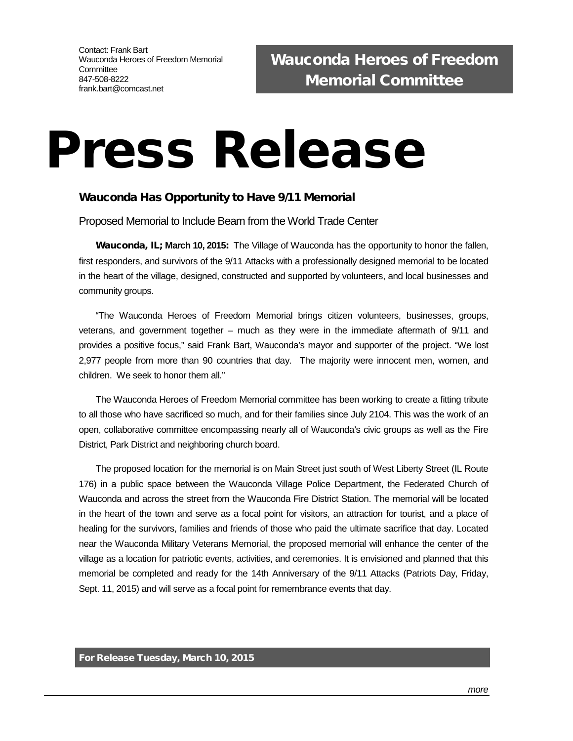Contact: Frank Bart
Wauconda Heroes of Freedom Memorial Committee
847-508-8222
frank.bart@comcast.net

**Wauconda Heroes of Freedom Memorial Committee**

# Press Release

### Wauconda Has Opportunity to Have 9/11 Memorial

Proposed Memorial to Include Beam from the World Trade Center

**Wauconda, IL; March 10, 2015:** The Village of Wauconda has the opportunity to honor the fallen, first responders, and survivors of the 9/11 Attacks with a professionally designed memorial to be located in the heart of the village, designed, constructed and supported by volunteers, and local businesses and community groups.

"The Wauconda Heroes of Freedom Memorial brings citizen volunteers, businesses, groups, veterans, and government together – much as they were in the immediate aftermath of 9/11 and provides a positive focus," said Frank Bart, Wauconda's mayor and supporter of the project. "We lost 2,977 people from more than 90 countries that day. The majority were innocent men, women, and children. We seek to honor them all."

The Wauconda Heroes of Freedom Memorial committee has been working to create a fitting tribute to all those who have sacrificed so much, and for their families since July 2104. This was the work of an open, collaborative committee encompassing nearly all of Wauconda's civic groups as well as the Fire District, Park District and neighboring church board.

The proposed location for the memorial is on Main Street just south of West Liberty Street (IL Route 176) in a public space between the Wauconda Village Police Department, the Federated Church of Wauconda and across the street from the Wauconda Fire District Station. The memorial will be located in the heart of the town and serve as a focal point for visitors, an attraction for tourist, and a place of healing for the survivors, families and friends of those who paid the ultimate sacrifice that day. Located near the Wauconda Military Veterans Memorial, the proposed memorial will enhance the center of the village as a location for patriotic events, activities, and ceremonies. It is envisioned and planned that this memorial be completed and ready for the 14th Anniversary of the 9/11 Attacks (Patriots Day, Friday, Sept. 11, 2015) and will serve as a focal point for remembrance events that day.

**For Release Tuesday, March 10, 2015**

*more*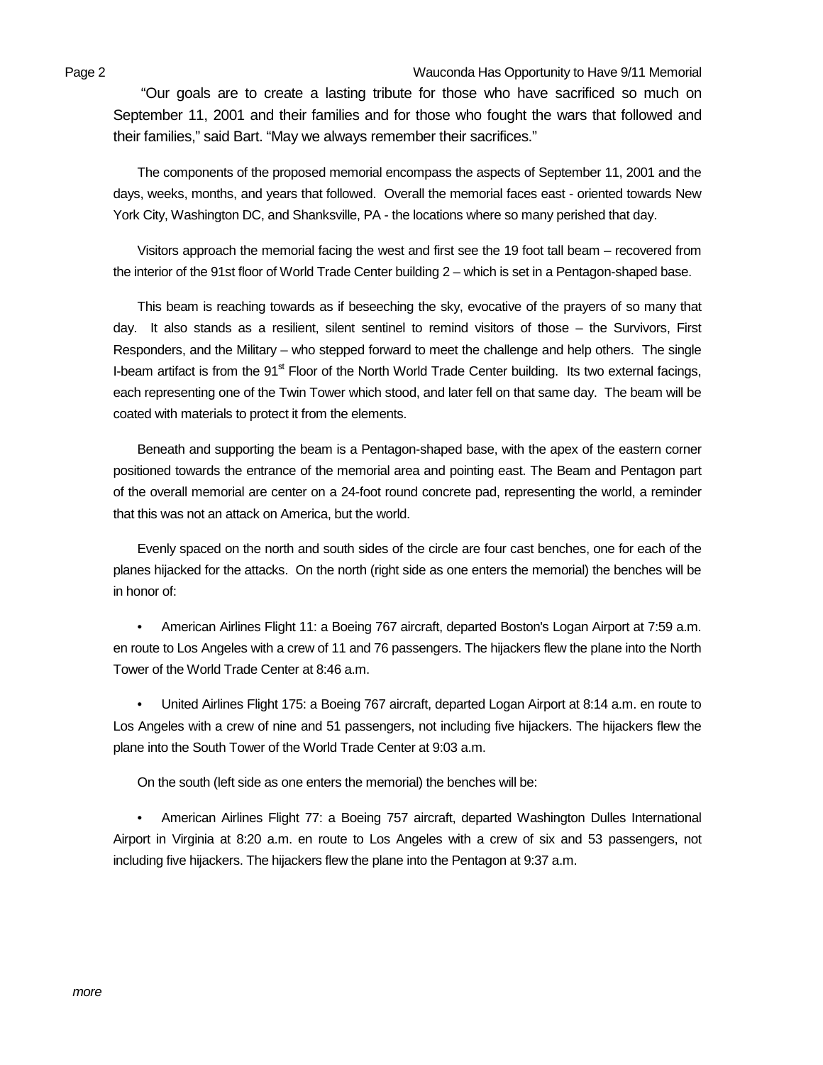"Our goals are to create a lasting tribute for those who have sacrificed so much on September 11, 2001 and their families and for those who fought the wars that followed and their families," said Bart. "May we always remember their sacrifices."

The components of the proposed memorial encompass the aspects of September 11, 2001 and the days, weeks, months, and years that followed. Overall the memorial faces east - oriented towards New York City, Washington DC, and Shanksville, PA - the locations where so many perished that day.

Visitors approach the memorial facing the west and first see the 19 foot tall beam – recovered from the interior of the 91st floor of World Trade Center building 2 – which is set in a Pentagon-shaped base.

This beam is reaching towards as if beseeching the sky, evocative of the prayers of so many that day. It also stands as a resilient, silent sentinel to remind visitors of those – the Survivors, First Responders, and the Military – who stepped forward to meet the challenge and help others. The single I-beam artifact is from the 91st Floor of the North World Trade Center building. Its two external facings, each representing one of the Twin Tower which stood, and later fell on that same day. The beam will be coated with materials to protect it from the elements.

Beneath and supporting the beam is a Pentagon-shaped base, with the apex of the eastern corner positioned towards the entrance of the memorial area and pointing east. The Beam and Pentagon part of the overall memorial are center on a 24-foot round concrete pad, representing the world, a reminder that this was not an attack on America, but the world.

Evenly spaced on the north and south sides of the circle are four cast benches, one for each of the planes hijacked for the attacks. On the north (right side as one enters the memorial) the benches will be in honor of:

- American Airlines Flight 11: a Boeing 767 aircraft, departed Boston's Logan Airport at 7:59 a.m. en route to Los Angeles with a crew of 11 and 76 passengers. The hijackers flew the plane into the North Tower of the World Trade Center at 8:46 a.m.

- United Airlines Flight 175: a Boeing 767 aircraft, departed Logan Airport at 8:14 a.m. en route to Los Angeles with a crew of nine and 51 passengers, not including five hijackers. The hijackers flew the plane into the South Tower of the World Trade Center at 9:03 a.m.

On the south (left side as one enters the memorial) the benches will be:

- American Airlines Flight 77: a Boeing 757 aircraft, departed Washington Dulles International Airport in Virginia at 8:20 a.m. en route to Los Angeles with a crew of six and 53 passengers, not including five hijackers. The hijackers flew the plane into the Pentagon at 9:37 a.m.

*more*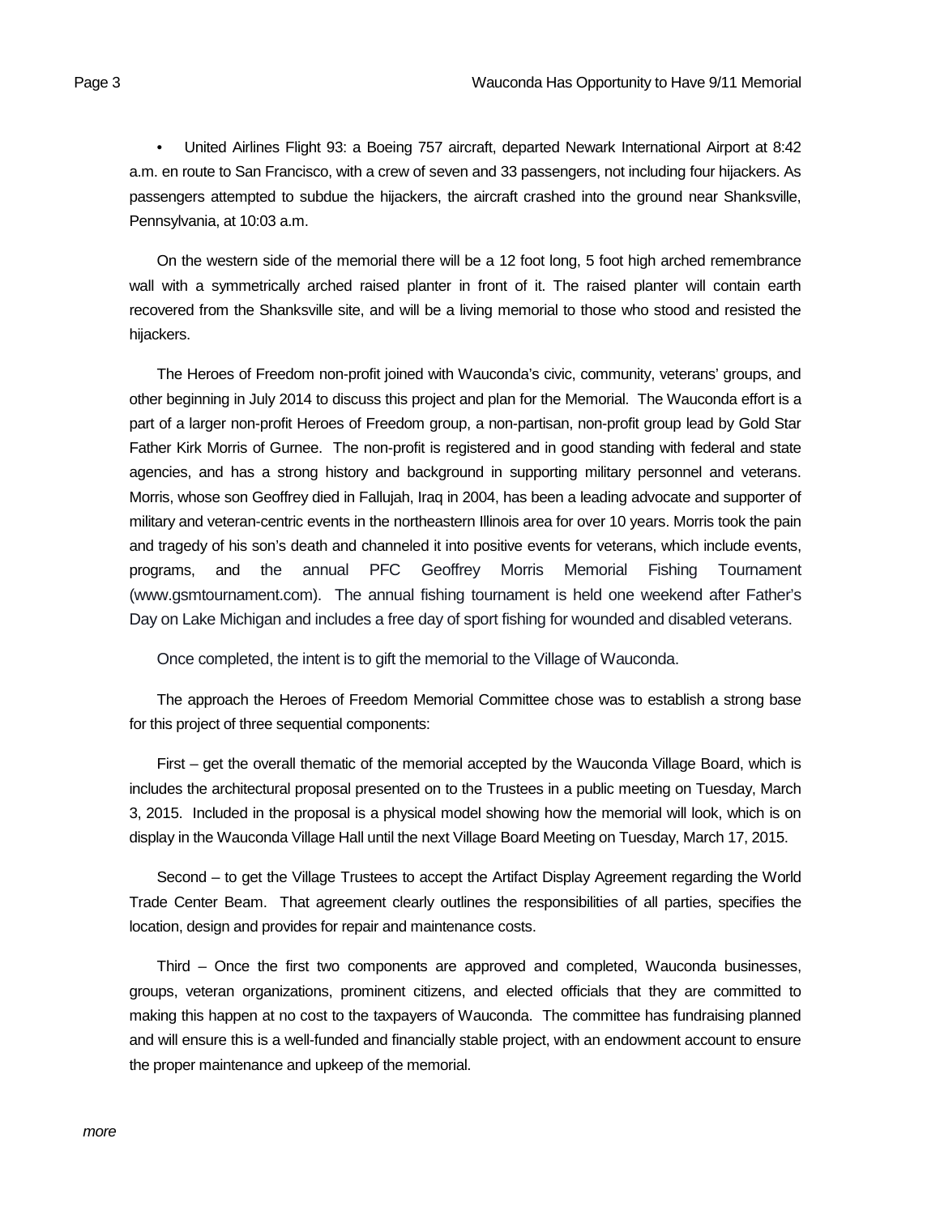- United Airlines Flight 93: a Boeing 757 aircraft, departed Newark International Airport at 8:42 a.m. en route to San Francisco, with a crew of seven and 33 passengers, not including four hijackers. As passengers attempted to subdue the hijackers, the aircraft crashed into the ground near Shanksville, Pennsylvania, at 10:03 a.m.

On the western side of the memorial there will be a 12 foot long, 5 foot high arched remembrance wall with a symmetrically arched raised planter in front of it. The raised planter will contain earth recovered from the Shanksville site, and will be a living memorial to those who stood and resisted the hijackers.

The Heroes of Freedom non-profit joined with Wauconda's civic, community, veterans' groups, and other beginning in July 2014 to discuss this project and plan for the Memorial. The Wauconda effort is a part of a larger non-profit Heroes of Freedom group, a non-partisan, non-profit group lead by Gold Star Father Kirk Morris of Gurnee. The non-profit is registered and in good standing with federal and state agencies, and has a strong history and background in supporting military personnel and veterans. Morris, whose son Geoffrey died in Fallujah, Iraq in 2004, has been a leading advocate and supporter of military and veteran-centric events in the northeastern Illinois area for over 10 years. Morris took the pain and tragedy of his son's death and channeled it into positive events for veterans, which include events, programs, and the annual PFC Geoffrey Morris Memorial Fishing Tournament (www.gsmtournament.com). The annual fishing tournament is held one weekend after Father's Day on Lake Michigan and includes a free day of sport fishing for wounded and disabled veterans.

Once completed, the intent is to gift the memorial to the Village of Wauconda.

The approach the Heroes of Freedom Memorial Committee chose was to establish a strong base for this project of three sequential components:

First – get the overall thematic of the memorial accepted by the Wauconda Village Board, which is includes the architectural proposal presented on to the Trustees in a public meeting on Tuesday, March 3, 2015. Included in the proposal is a physical model showing how the memorial will look, which is on display in the Wauconda Village Hall until the next Village Board Meeting on Tuesday, March 17, 2015.

Second – to get the Village Trustees to accept the Artifact Display Agreement regarding the World Trade Center Beam. That agreement clearly outlines the responsibilities of all parties, specifies the location, design and provides for repair and maintenance costs.

Third – Once the first two components are approved and completed, Wauconda businesses, groups, veteran organizations, prominent citizens, and elected officials that they are committed to making this happen at no cost to the taxpayers of Wauconda. The committee has fundraising planned and will ensure this is a well-funded and financially stable project, with an endowment account to ensure the proper maintenance and upkeep of the memorial.

*more*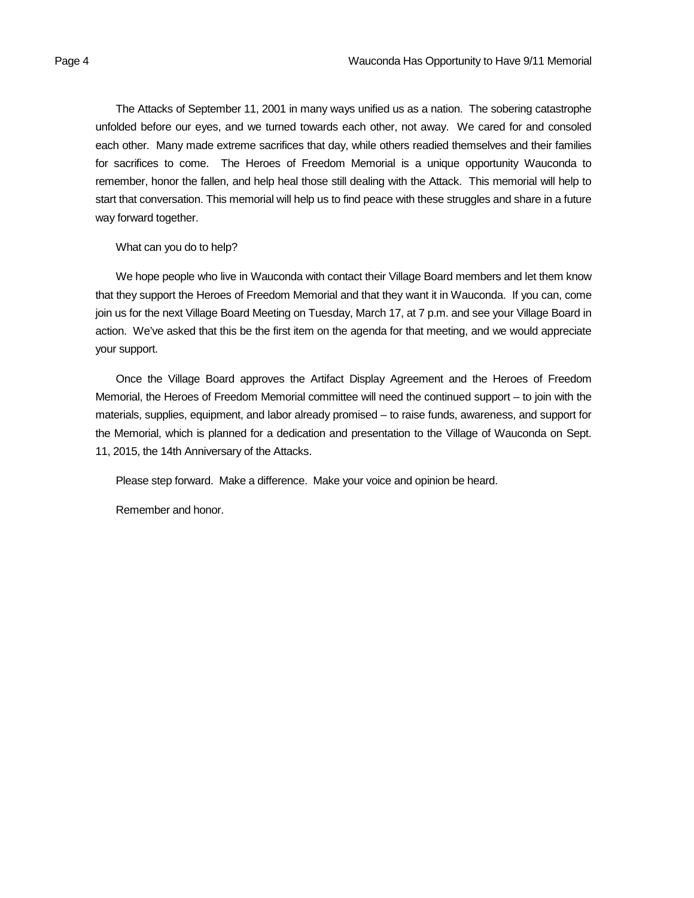The Attacks of September 11, 2001 in many ways unified us as a nation. The sobering catastrophe unfolded before our eyes, and we turned towards each other, not away. We cared for and consoled each other. Many made extreme sacrifices that day, while others readied themselves and their families for sacrifices to come. The Heroes of Freedom Memorial is a unique opportunity Wauconda to remember, honor the fallen, and help heal those still dealing with the Attack. This memorial will help to start that conversation. This memorial will help us to find peace with these struggles and share in a future way forward together.

What can you do to help?

We hope people who live in Wauconda with contact their Village Board members and let them know that they support the Heroes of Freedom Memorial and that they want it in Wauconda. If you can, come join us for the next Village Board Meeting on Tuesday, March 17, at 7 p.m. and see your Village Board in action. We've asked that this be the first item on the agenda for that meeting, and we would appreciate your support.

Once the Village Board approves the Artifact Display Agreement and the Heroes of Freedom Memorial, the Heroes of Freedom Memorial committee will need the continued support – to join with the materials, supplies, equipment, and labor already promised – to raise funds, awareness, and support for the Memorial, which is planned for a dedication and presentation to the Village of Wauconda on Sept. 11, 2015, the 14th Anniversary of the Attacks.

Please step forward. Make a difference. Make your voice and opinion be heard.

Remember and honor.